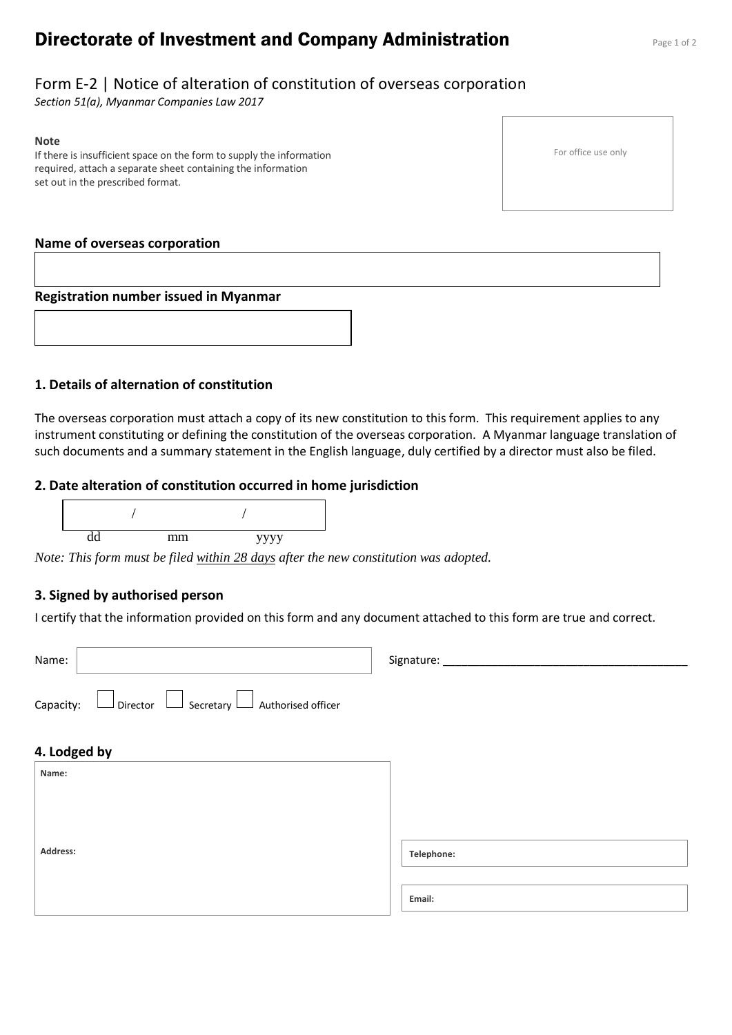# Directorate of Investment and Company Administration

## Form E-2 | Notice of alteration of constitution of overseas corporation

*Section 51(a), Myanmar Companies Law 2017*

**Note**
If there is insufficient space on the form to supply the information required, attach a separate sheet containing the information set out in the prescribed format.

For office use only

**Name of overseas corporation**

**Registration number issued in Myanmar**

### 1. Details of alternation of constitution

The overseas corporation must attach a copy of its new constitution to this form. This requirement applies to any instrument constituting or defining the constitution of the overseas corporation. A Myanmar language translation of such documents and a summary statement in the English language, duly certified by a director must also be filed.

### 2. Date alteration of constitution occurred in home jurisdiction

/ /
dd mm yyyy

*Note: This form must be filed within 28 days after the new constitution was adopted.*

### 3. Signed by authorised person

I certify that the information provided on this form and any document attached to this form are true and correct.

Name: Signature: ______________________________________

Capacity: ☐ Director ☐ Secretary ☐ Authorised officer

### 4. Lodged by

**Name:**

**Address:**

**Telephone:**

**Email:**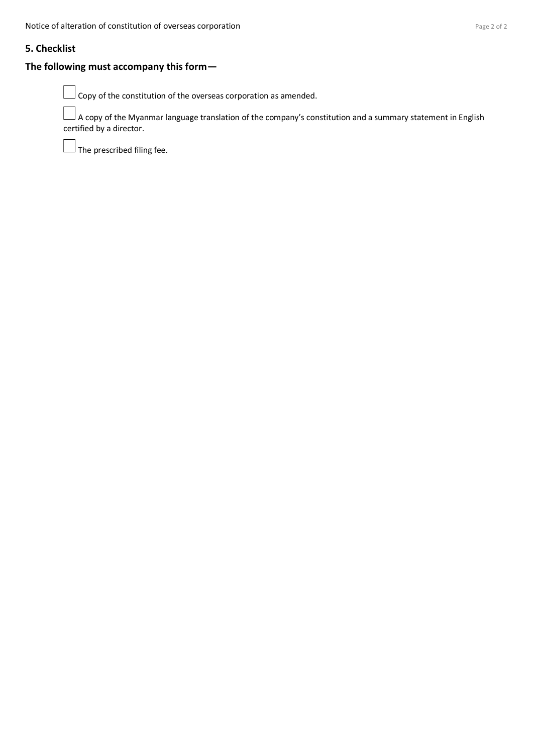## 5. Checklist

## The following must accompany this form—

- ☐ Copy of the constitution of the overseas corporation as amended.
- ☐ A copy of the Myanmar language translation of the company's constitution and a summary statement in English certified by a director.
- ☐ The prescribed filing fee.